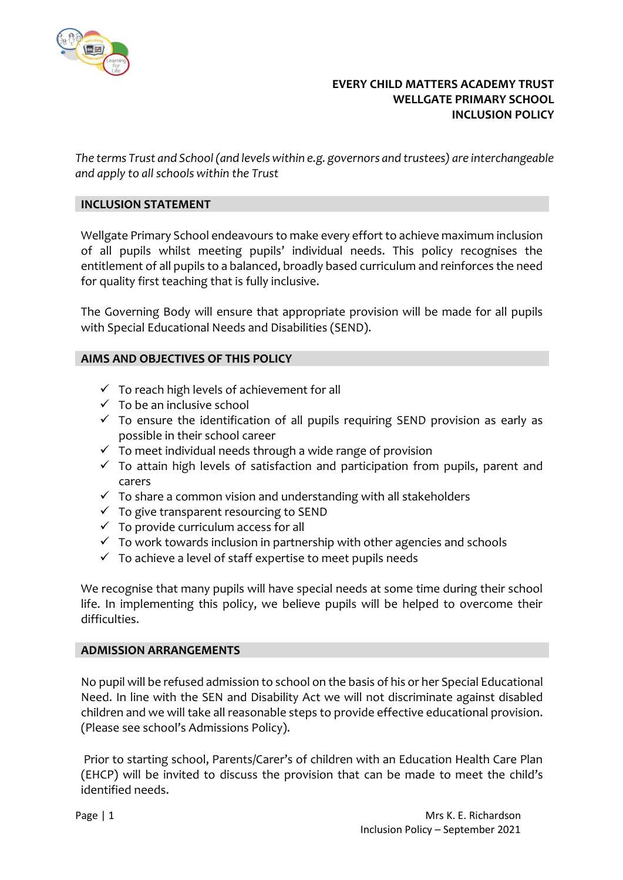**EVERY CHILD MATTERS ACADEMY TRUST**
**WELLGATE PRIMARY SCHOOL**
**INCLUSION POLICY**

*The terms Trust and School (and levels within e.g. governors and trustees) are interchangeable and apply to all schools within the Trust*

## INCLUSION STATEMENT

Wellgate Primary School endeavours to make every effort to achieve maximum inclusion of all pupils whilst meeting pupils' individual needs. This policy recognises the entitlement of all pupils to a balanced, broadly based curriculum and reinforces the need for quality first teaching that is fully inclusive.

The Governing Body will ensure that appropriate provision will be made for all pupils with Special Educational Needs and Disabilities (SEND).

## AIMS AND OBJECTIVES OF THIS POLICY

- ✓ To reach high levels of achievement for all
- ✓ To be an inclusive school
- ✓ To ensure the identification of all pupils requiring SEND provision as early as possible in their school career
- ✓ To meet individual needs through a wide range of provision
- ✓ To attain high levels of satisfaction and participation from pupils, parent and carers
- ✓ To share a common vision and understanding with all stakeholders
- ✓ To give transparent resourcing to SEND
- ✓ To provide curriculum access for all
- ✓ To work towards inclusion in partnership with other agencies and schools
- ✓ To achieve a level of staff expertise to meet pupils needs

We recognise that many pupils will have special needs at some time during their school life. In implementing this policy, we believe pupils will be helped to overcome their difficulties.

## ADMISSION ARRANGEMENTS

No pupil will be refused admission to school on the basis of his or her Special Educational Need. In line with the SEN and Disability Act we will not discriminate against disabled children and we will take all reasonable steps to provide effective educational provision. (Please see school's Admissions Policy).

Prior to starting school, Parents/Carer's of children with an Education Health Care Plan (EHCP) will be invited to discuss the provision that can be made to meet the child's identified needs.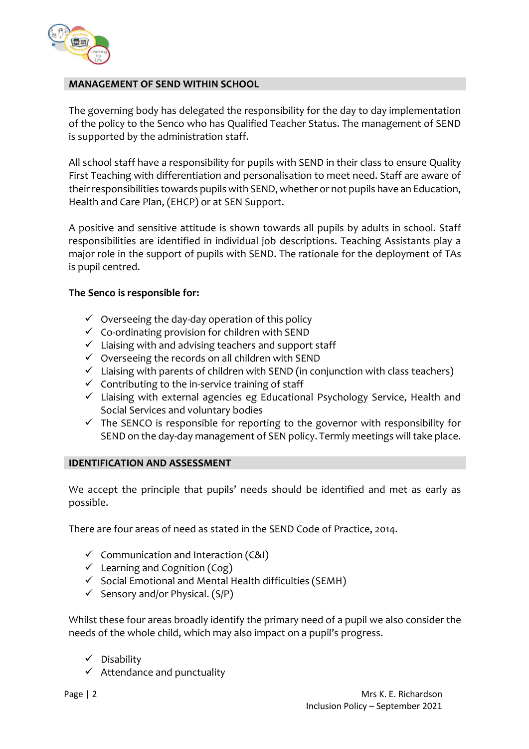## MANAGEMENT OF SEND WITHIN SCHOOL

The governing body has delegated the responsibility for the day to day implementation of the policy to the Senco who has Qualified Teacher Status. The management of SEND is supported by the administration staff.

All school staff have a responsibility for pupils with SEND in their class to ensure Quality First Teaching with differentiation and personalisation to meet need. Staff are aware of their responsibilities towards pupils with SEND, whether or not pupils have an Education, Health and Care Plan, (EHCP) or at SEN Support.

A positive and sensitive attitude is shown towards all pupils by adults in school. Staff responsibilities are identified in individual job descriptions. Teaching Assistants play a major role in the support of pupils with SEND. The rationale for the deployment of TAs is pupil centred.

**The Senco is responsible for:**

- ✓ Overseeing the day-day operation of this policy
- ✓ Co-ordinating provision for children with SEND
- ✓ Liaising with and advising teachers and support staff
- ✓ Overseeing the records on all children with SEND
- ✓ Liaising with parents of children with SEND (in conjunction with class teachers)
- ✓ Contributing to the in-service training of staff
- ✓ Liaising with external agencies eg Educational Psychology Service, Health and Social Services and voluntary bodies
- ✓ The SENCO is responsible for reporting to the governor with responsibility for SEND on the day-day management of SEN policy. Termly meetings will take place.

## IDENTIFICATION AND ASSESSMENT

We accept the principle that pupils' needs should be identified and met as early as possible.

There are four areas of need as stated in the SEND Code of Practice, 2014.

- ✓ Communication and Interaction (C&I)
- ✓ Learning and Cognition (Cog)
- ✓ Social Emotional and Mental Health difficulties (SEMH)
- ✓ Sensory and/or Physical. (S/P)

Whilst these four areas broadly identify the primary need of a pupil we also consider the needs of the whole child, which may also impact on a pupil's progress.

- ✓ Disability
- ✓ Attendance and punctuality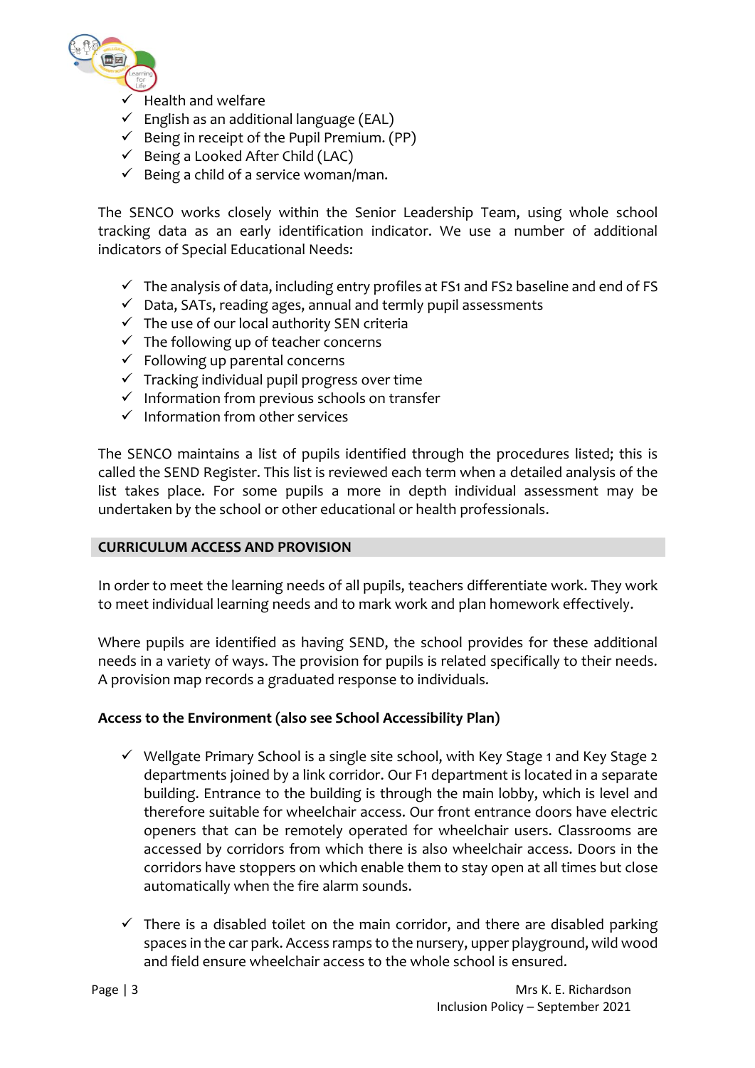- ✓ Health and welfare
- ✓ English as an additional language (EAL)
- ✓ Being in receipt of the Pupil Premium. (PP)
- ✓ Being a Looked After Child (LAC)
- ✓ Being a child of a service woman/man.

The SENCO works closely within the Senior Leadership Team, using whole school tracking data as an early identification indicator. We use a number of additional indicators of Special Educational Needs:

- ✓ The analysis of data, including entry profiles at FS1 and FS2 baseline and end of FS
- ✓ Data, SATs, reading ages, annual and termly pupil assessments
- ✓ The use of our local authority SEN criteria
- ✓ The following up of teacher concerns
- ✓ Following up parental concerns
- ✓ Tracking individual pupil progress over time
- ✓ Information from previous schools on transfer
- ✓ Information from other services

The SENCO maintains a list of pupils identified through the procedures listed; this is called the SEND Register. This list is reviewed each term when a detailed analysis of the list takes place. For some pupils a more in depth individual assessment may be undertaken by the school or other educational or health professionals.

## CURRICULUM ACCESS AND PROVISION

In order to meet the learning needs of all pupils, teachers differentiate work. They work to meet individual learning needs and to mark work and plan homework effectively.

Where pupils are identified as having SEND, the school provides for these additional needs in a variety of ways. The provision for pupils is related specifically to their needs. A provision map records a graduated response to individuals.

### Access to the Environment (also see School Accessibility Plan)

- ✓ Wellgate Primary School is a single site school, with Key Stage 1 and Key Stage 2 departments joined by a link corridor. Our F1 department is located in a separate building. Entrance to the building is through the main lobby, which is level and therefore suitable for wheelchair access. Our front entrance doors have electric openers that can be remotely operated for wheelchair users. Classrooms are accessed by corridors from which there is also wheelchair access. Doors in the corridors have stoppers on which enable them to stay open at all times but close automatically when the fire alarm sounds.

- ✓ There is a disabled toilet on the main corridor, and there are disabled parking spaces in the car park. Access ramps to the nursery, upper playground, wild wood and field ensure wheelchair access to the whole school is ensured.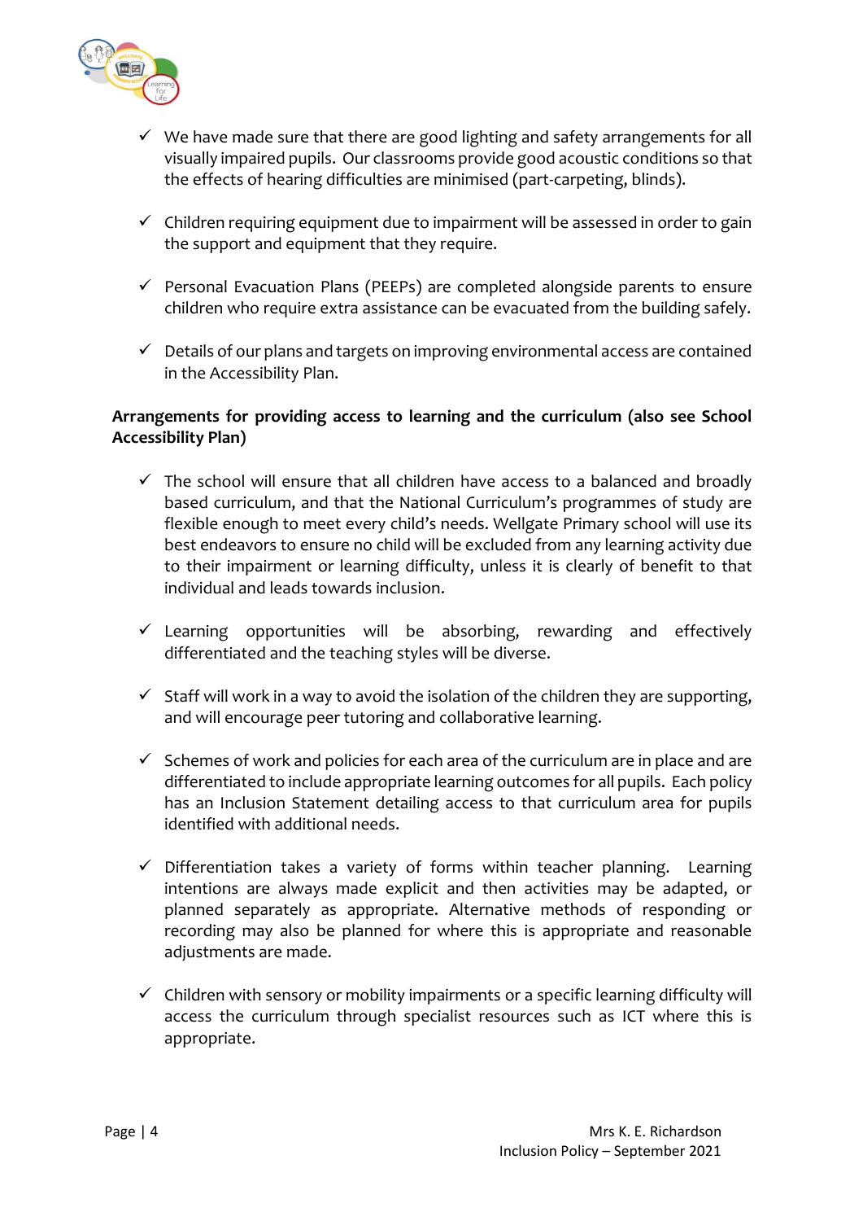- ✓ We have made sure that there are good lighting and safety arrangements for all visually impaired pupils. Our classrooms provide good acoustic conditions so that the effects of hearing difficulties are minimised (part-carpeting, blinds).

- ✓ Children requiring equipment due to impairment will be assessed in order to gain the support and equipment that they require.

- ✓ Personal Evacuation Plans (PEEPs) are completed alongside parents to ensure children who require extra assistance can be evacuated from the building safely.

- ✓ Details of our plans and targets on improving environmental access are contained in the Accessibility Plan.

**Arrangements for providing access to learning and the curriculum (also see School Accessibility Plan)**

- ✓ The school will ensure that all children have access to a balanced and broadly based curriculum, and that the National Curriculum's programmes of study are flexible enough to meet every child's needs. Wellgate Primary school will use its best endeavors to ensure no child will be excluded from any learning activity due to their impairment or learning difficulty, unless it is clearly of benefit to that individual and leads towards inclusion.

- ✓ Learning opportunities will be absorbing, rewarding and effectively differentiated and the teaching styles will be diverse.

- ✓ Staff will work in a way to avoid the isolation of the children they are supporting, and will encourage peer tutoring and collaborative learning.

- ✓ Schemes of work and policies for each area of the curriculum are in place and are differentiated to include appropriate learning outcomes for all pupils. Each policy has an Inclusion Statement detailing access to that curriculum area for pupils identified with additional needs.

- ✓ Differentiation takes a variety of forms within teacher planning. Learning intentions are always made explicit and then activities may be adapted, or planned separately as appropriate. Alternative methods of responding or recording may also be planned for where this is appropriate and reasonable adjustments are made.

- ✓ Children with sensory or mobility impairments or a specific learning difficulty will access the curriculum through specialist resources such as ICT where this is appropriate.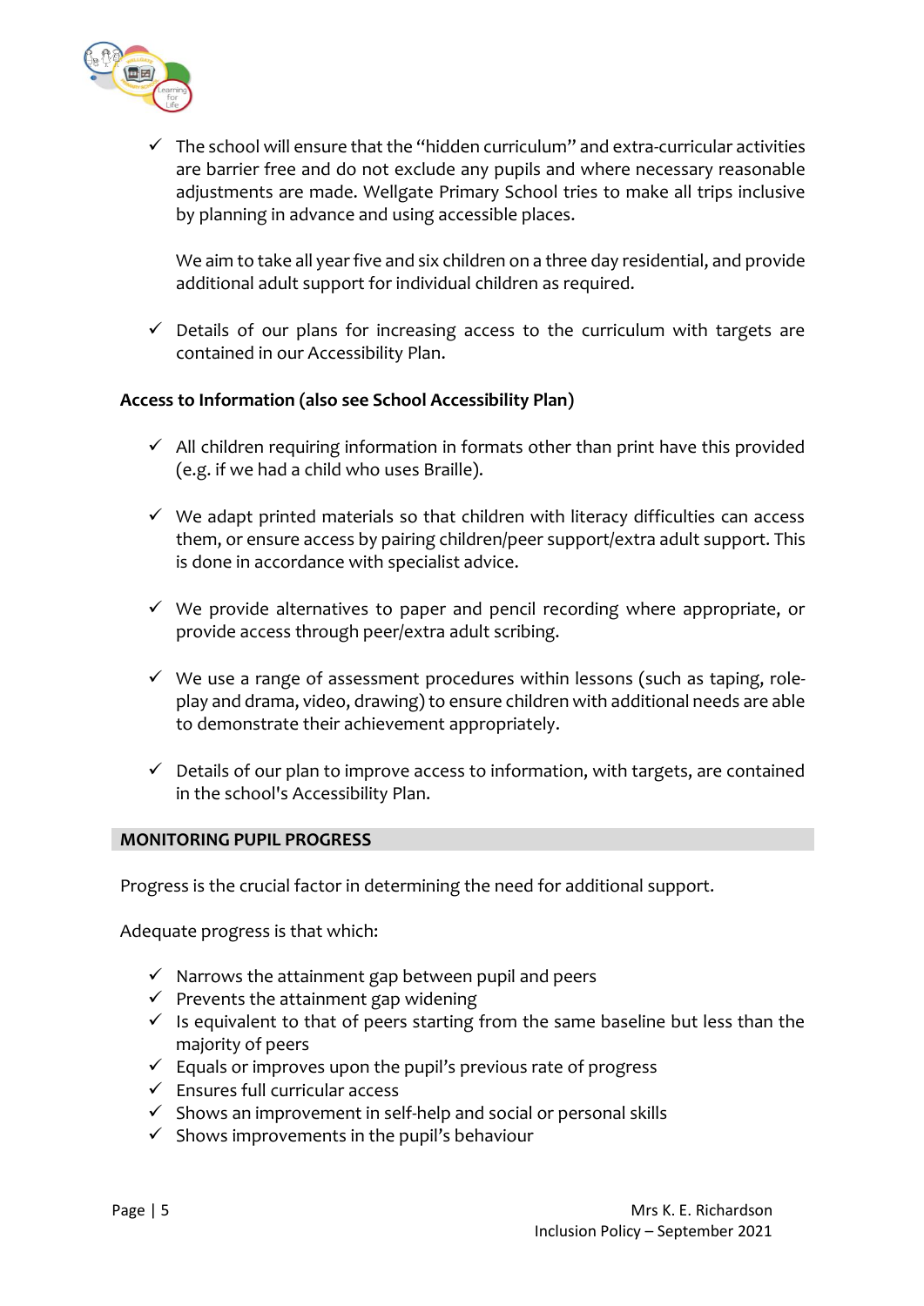- ✓ The school will ensure that the "hidden curriculum" and extra-curricular activities are barrier free and do not exclude any pupils and where necessary reasonable adjustments are made. Wellgate Primary School tries to make all trips inclusive by planning in advance and using accessible places.

  We aim to take all year five and six children on a three day residential, and provide additional adult support for individual children as required.

- ✓ Details of our plans for increasing access to the curriculum with targets are contained in our Accessibility Plan.

**Access to Information (also see School Accessibility Plan)**

- ✓ All children requiring information in formats other than print have this provided (e.g. if we had a child who uses Braille).
- ✓ We adapt printed materials so that children with literacy difficulties can access them, or ensure access by pairing children/peer support/extra adult support. This is done in accordance with specialist advice.
- ✓ We provide alternatives to paper and pencil recording where appropriate, or provide access through peer/extra adult scribing.
- ✓ We use a range of assessment procedures within lessons (such as taping, role-play and drama, video, drawing) to ensure children with additional needs are able to demonstrate their achievement appropriately.
- ✓ Details of our plan to improve access to information, with targets, are contained in the school's Accessibility Plan.

## MONITORING PUPIL PROGRESS

Progress is the crucial factor in determining the need for additional support.

Adequate progress is that which:

- ✓ Narrows the attainment gap between pupil and peers
- ✓ Prevents the attainment gap widening
- ✓ Is equivalent to that of peers starting from the same baseline but less than the majority of peers
- ✓ Equals or improves upon the pupil's previous rate of progress
- ✓ Ensures full curricular access
- ✓ Shows an improvement in self-help and social or personal skills
- ✓ Shows improvements in the pupil's behaviour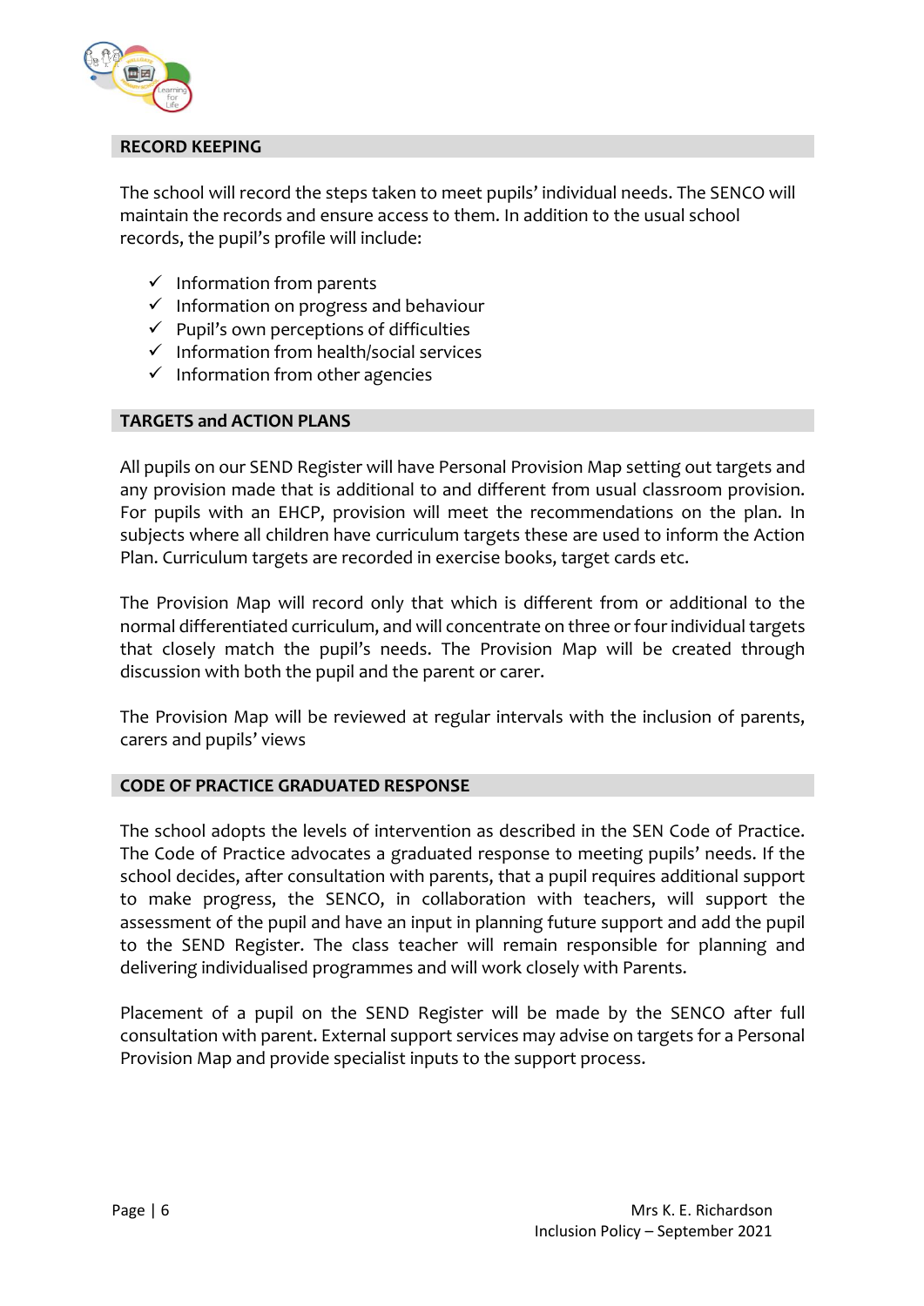## RECORD KEEPING

The school will record the steps taken to meet pupils' individual needs. The SENCO will maintain the records and ensure access to them. In addition to the usual school records, the pupil's profile will include:

- ✓ Information from parents
- ✓ Information on progress and behaviour
- ✓ Pupil's own perceptions of difficulties
- ✓ Information from health/social services
- ✓ Information from other agencies

## TARGETS and ACTION PLANS

All pupils on our SEND Register will have Personal Provision Map setting out targets and any provision made that is additional to and different from usual classroom provision. For pupils with an EHCP, provision will meet the recommendations on the plan. In subjects where all children have curriculum targets these are used to inform the Action Plan. Curriculum targets are recorded in exercise books, target cards etc.

The Provision Map will record only that which is different from or additional to the normal differentiated curriculum, and will concentrate on three or four individual targets that closely match the pupil's needs. The Provision Map will be created through discussion with both the pupil and the parent or carer.

The Provision Map will be reviewed at regular intervals with the inclusion of parents, carers and pupils' views

## CODE OF PRACTICE GRADUATED RESPONSE

The school adopts the levels of intervention as described in the SEN Code of Practice. The Code of Practice advocates a graduated response to meeting pupils' needs. If the school decides, after consultation with parents, that a pupil requires additional support to make progress, the SENCO, in collaboration with teachers, will support the assessment of the pupil and have an input in planning future support and add the pupil to the SEND Register. The class teacher will remain responsible for planning and delivering individualised programmes and will work closely with Parents.

Placement of a pupil on the SEND Register will be made by the SENCO after full consultation with parent. External support services may advise on targets for a Personal Provision Map and provide specialist inputs to the support process.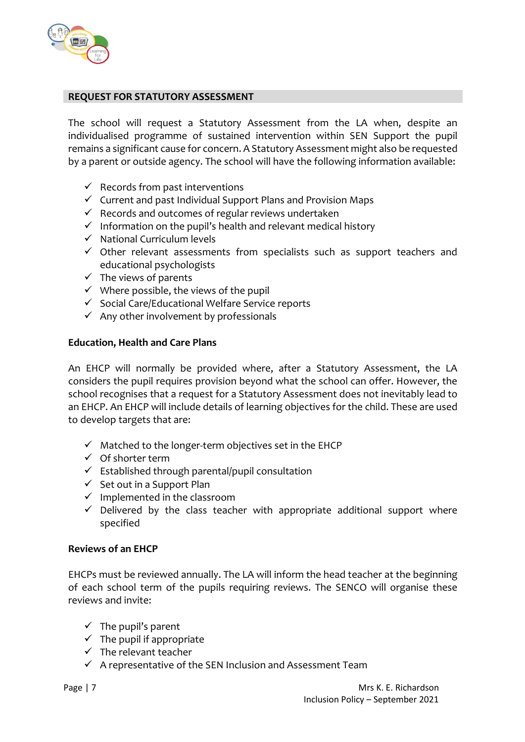## REQUEST FOR STATUTORY ASSESSMENT

The school will request a Statutory Assessment from the LA when, despite an individualised programme of sustained intervention within SEN Support the pupil remains a significant cause for concern. A Statutory Assessment might also be requested by a parent or outside agency. The school will have the following information available:

- ✓ Records from past interventions
- ✓ Current and past Individual Support Plans and Provision Maps
- ✓ Records and outcomes of regular reviews undertaken
- ✓ Information on the pupil's health and relevant medical history
- ✓ National Curriculum levels
- ✓ Other relevant assessments from specialists such as support teachers and educational psychologists
- ✓ The views of parents
- ✓ Where possible, the views of the pupil
- ✓ Social Care/Educational Welfare Service reports
- ✓ Any other involvement by professionals

### Education, Health and Care Plans

An EHCP will normally be provided where, after a Statutory Assessment, the LA considers the pupil requires provision beyond what the school can offer. However, the school recognises that a request for a Statutory Assessment does not inevitably lead to an EHCP. An EHCP will include details of learning objectives for the child. These are used to develop targets that are:

- ✓ Matched to the longer-term objectives set in the EHCP
- ✓ Of shorter term
- ✓ Established through parental/pupil consultation
- ✓ Set out in a Support Plan
- ✓ Implemented in the classroom
- ✓ Delivered by the class teacher with appropriate additional support where specified

### Reviews of an EHCP

EHCPs must be reviewed annually. The LA will inform the head teacher at the beginning of each school term of the pupils requiring reviews. The SENCO will organise these reviews and invite:

- ✓ The pupil's parent
- ✓ The pupil if appropriate
- ✓ The relevant teacher
- ✓ A representative of the SEN Inclusion and Assessment Team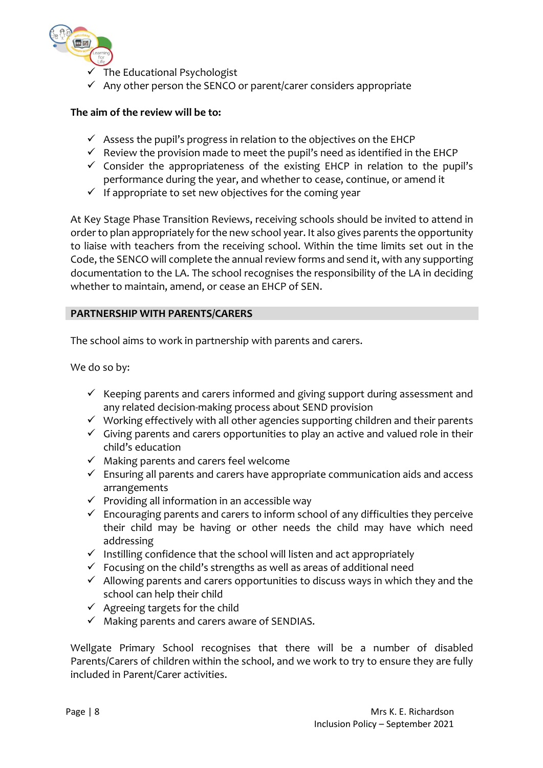- ✓ The Educational Psychologist
- ✓ Any other person the SENCO or parent/carer considers appropriate

**The aim of the review will be to:**

- ✓ Assess the pupil's progress in relation to the objectives on the EHCP
- ✓ Review the provision made to meet the pupil's need as identified in the EHCP
- ✓ Consider the appropriateness of the existing EHCP in relation to the pupil's performance during the year, and whether to cease, continue, or amend it
- ✓ If appropriate to set new objectives for the coming year

At Key Stage Phase Transition Reviews, receiving schools should be invited to attend in order to plan appropriately for the new school year. It also gives parents the opportunity to liaise with teachers from the receiving school. Within the time limits set out in the Code, the SENCO will complete the annual review forms and send it, with any supporting documentation to the LA. The school recognises the responsibility of the LA in deciding whether to maintain, amend, or cease an EHCP of SEN.

## PARTNERSHIP WITH PARENTS/CARERS

The school aims to work in partnership with parents and carers.

We do so by:

- ✓ Keeping parents and carers informed and giving support during assessment and any related decision-making process about SEND provision
- ✓ Working effectively with all other agencies supporting children and their parents
- ✓ Giving parents and carers opportunities to play an active and valued role in their child's education
- ✓ Making parents and carers feel welcome
- ✓ Ensuring all parents and carers have appropriate communication aids and access arrangements
- ✓ Providing all information in an accessible way
- ✓ Encouraging parents and carers to inform school of any difficulties they perceive their child may be having or other needs the child may have which need addressing
- ✓ Instilling confidence that the school will listen and act appropriately
- ✓ Focusing on the child's strengths as well as areas of additional need
- ✓ Allowing parents and carers opportunities to discuss ways in which they and the school can help their child
- ✓ Agreeing targets for the child
- ✓ Making parents and carers aware of SENDIAS.

Wellgate Primary School recognises that there will be a number of disabled Parents/Carers of children within the school, and we work to try to ensure they are fully included in Parent/Carer activities.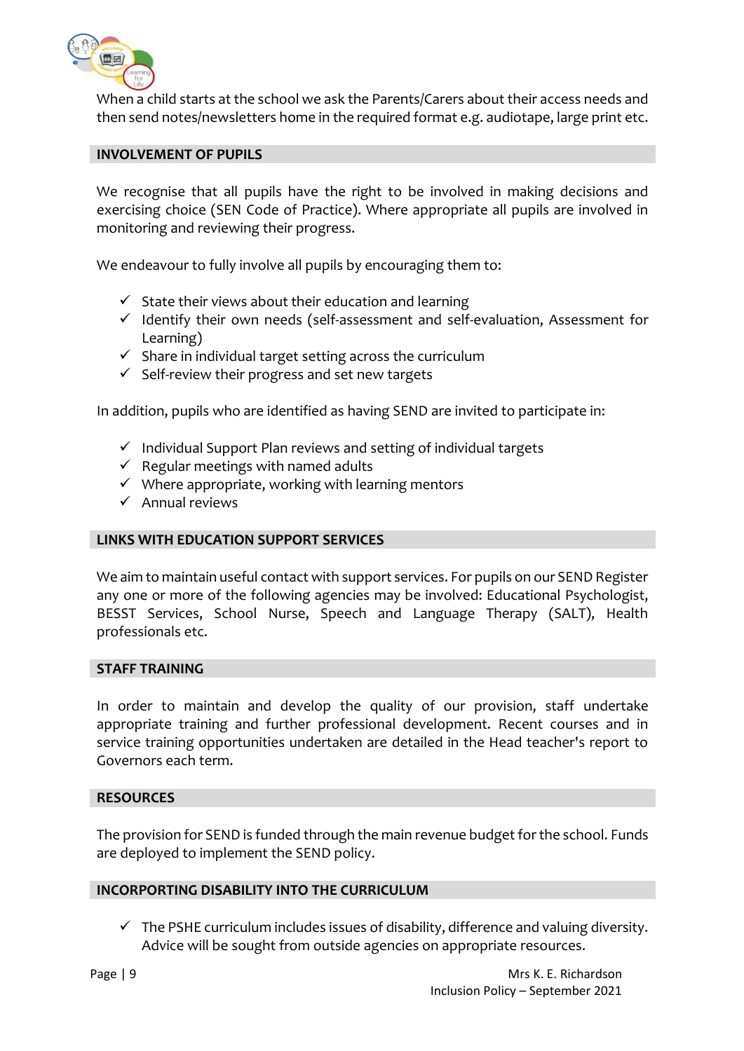When a child starts at the school we ask the Parents/Carers about their access needs and then send notes/newsletters home in the required format e.g. audiotape, large print etc.

## INVOLVEMENT OF PUPILS

We recognise that all pupils have the right to be involved in making decisions and exercising choice (SEN Code of Practice). Where appropriate all pupils are involved in monitoring and reviewing their progress.

We endeavour to fully involve all pupils by encouraging them to:

- ✓ State their views about their education and learning
- ✓ Identify their own needs (self-assessment and self-evaluation, Assessment for Learning)
- ✓ Share in individual target setting across the curriculum
- ✓ Self-review their progress and set new targets

In addition, pupils who are identified as having SEND are invited to participate in:

- ✓ Individual Support Plan reviews and setting of individual targets
- ✓ Regular meetings with named adults
- ✓ Where appropriate, working with learning mentors
- ✓ Annual reviews

## LINKS WITH EDUCATION SUPPORT SERVICES

We aim to maintain useful contact with support services. For pupils on our SEND Register any one or more of the following agencies may be involved: Educational Psychologist, BESST Services, School Nurse, Speech and Language Therapy (SALT), Health professionals etc.

## STAFF TRAINING

In order to maintain and develop the quality of our provision, staff undertake appropriate training and further professional development. Recent courses and in service training opportunities undertaken are detailed in the Head teacher's report to Governors each term.

## RESOURCES

The provision for SEND is funded through the main revenue budget for the school. Funds are deployed to implement the SEND policy.

## INCORPORTING DISABILITY INTO THE CURRICULUM

- ✓ The PSHE curriculum includes issues of disability, difference and valuing diversity. Advice will be sought from outside agencies on appropriate resources.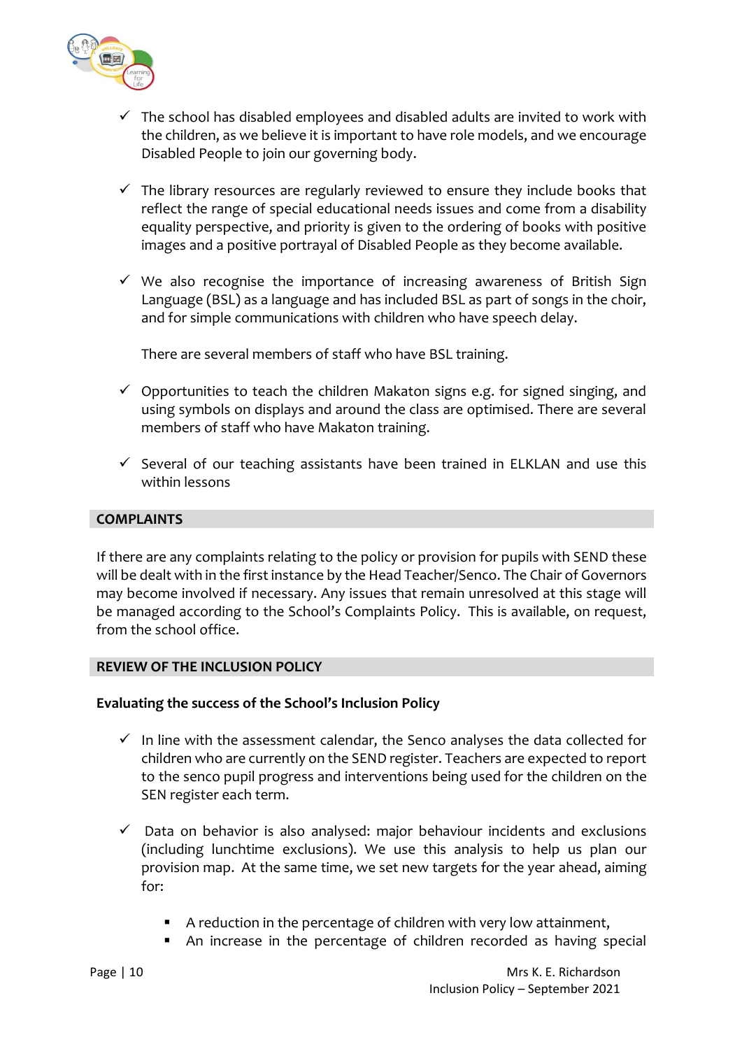- ✓ The school has disabled employees and disabled adults are invited to work with the children, as we believe it is important to have role models, and we encourage Disabled People to join our governing body.

- ✓ The library resources are regularly reviewed to ensure they include books that reflect the range of special educational needs issues and come from a disability equality perspective, and priority is given to the ordering of books with positive images and a positive portrayal of Disabled People as they become available.

- ✓ We also recognise the importance of increasing awareness of British Sign Language (BSL) as a language and has included BSL as part of songs in the choir, and for simple communications with children who have speech delay.

  There are several members of staff who have BSL training.

- ✓ Opportunities to teach the children Makaton signs e.g. for signed singing, and using symbols on displays and around the class are optimised. There are several members of staff who have Makaton training.

- ✓ Several of our teaching assistants have been trained in ELKLAN and use this within lessons

## COMPLAINTS

If there are any complaints relating to the policy or provision for pupils with SEND these will be dealt with in the first instance by the Head Teacher/Senco. The Chair of Governors may become involved if necessary. Any issues that remain unresolved at this stage will be managed according to the School's Complaints Policy. This is available, on request, from the school office.

## REVIEW OF THE INCLUSION POLICY

### Evaluating the success of the School's Inclusion Policy

- ✓ In line with the assessment calendar, the Senco analyses the data collected for children who are currently on the SEND register. Teachers are expected to report to the senco pupil progress and interventions being used for the children on the SEN register each term.

- ✓ Data on behavior is also analysed: major behaviour incidents and exclusions (including lunchtime exclusions). We use this analysis to help us plan our provision map. At the same time, we set new targets for the year ahead, aiming for:

  - A reduction in the percentage of children with very low attainment,
  - An increase in the percentage of children recorded as having special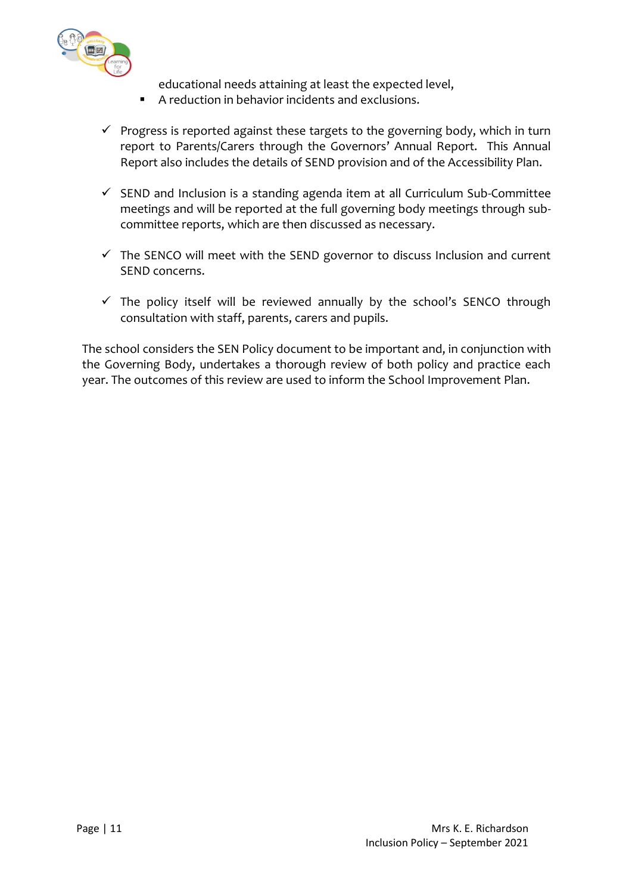educational needs attaining at least the expected level,

- A reduction in behavior incidents and exclusions.

- ✓ Progress is reported against these targets to the governing body, which in turn report to Parents/Carers through the Governors' Annual Report. This Annual Report also includes the details of SEND provision and of the Accessibility Plan.

- ✓ SEND and Inclusion is a standing agenda item at all Curriculum Sub-Committee meetings and will be reported at the full governing body meetings through sub-committee reports, which are then discussed as necessary.

- ✓ The SENCO will meet with the SEND governor to discuss Inclusion and current SEND concerns.

- ✓ The policy itself will be reviewed annually by the school's SENCO through consultation with staff, parents, carers and pupils.

The school considers the SEN Policy document to be important and, in conjunction with the Governing Body, undertakes a thorough review of both policy and practice each year. The outcomes of this review are used to inform the School Improvement Plan.